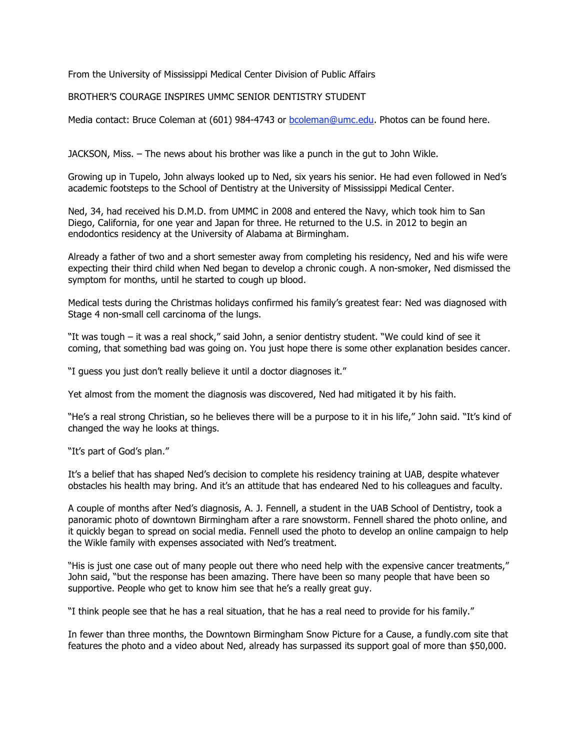From the University of Mississippi Medical Center Division of Public Affairs

BROTHER'S COURAGE INSPIRES UMMC SENIOR DENTISTRY STUDENT

Media contact: Bruce Coleman at (601) 984-4743 or bcoleman@umc.edu. Photos can be found here.

JACKSON, Miss. – The news about his brother was like a punch in the gut to John Wikle.

Growing up in Tupelo, John always looked up to Ned, six years his senior. He had even followed in Ned's academic footsteps to the School of Dentistry at the University of Mississippi Medical Center.

Ned, 34, had received his D.M.D. from UMMC in 2008 and entered the Navy, which took him to San Diego, California, for one year and Japan for three. He returned to the U.S. in 2012 to begin an endodontics residency at the University of Alabama at Birmingham.

Already a father of two and a short semester away from completing his residency, Ned and his wife were expecting their third child when Ned began to develop a chronic cough. A non-smoker, Ned dismissed the symptom for months, until he started to cough up blood.

Medical tests during the Christmas holidays confirmed his family's greatest fear: Ned was diagnosed with Stage 4 non-small cell carcinoma of the lungs.

"It was tough – it was a real shock," said John, a senior dentistry student. "We could kind of see it coming, that something bad was going on. You just hope there is some other explanation besides cancer.

"I guess you just don't really believe it until a doctor diagnoses it."

Yet almost from the moment the diagnosis was discovered, Ned had mitigated it by his faith.

"He's a real strong Christian, so he believes there will be a purpose to it in his life," John said. "It's kind of changed the way he looks at things.

"It's part of God's plan."

It's a belief that has shaped Ned's decision to complete his residency training at UAB, despite whatever obstacles his health may bring. And it's an attitude that has endeared Ned to his colleagues and faculty.

A couple of months after Ned's diagnosis, A. J. Fennell, a student in the UAB School of Dentistry, took a panoramic photo of downtown Birmingham after a rare snowstorm. Fennell shared the photo online, and it quickly began to spread on social media. Fennell used the photo to develop an online campaign to help the Wikle family with expenses associated with Ned's treatment.

"His is just one case out of many people out there who need help with the expensive cancer treatments," John said, "but the response has been amazing. There have been so many people that have been so supportive. People who get to know him see that he's a really great guy.

"I think people see that he has a real situation, that he has a real need to provide for his family."

In fewer than three months, the Downtown Birmingham Snow Picture for a Cause, a fundly.com site that features the photo and a video about Ned, already has surpassed its support goal of more than $50,000.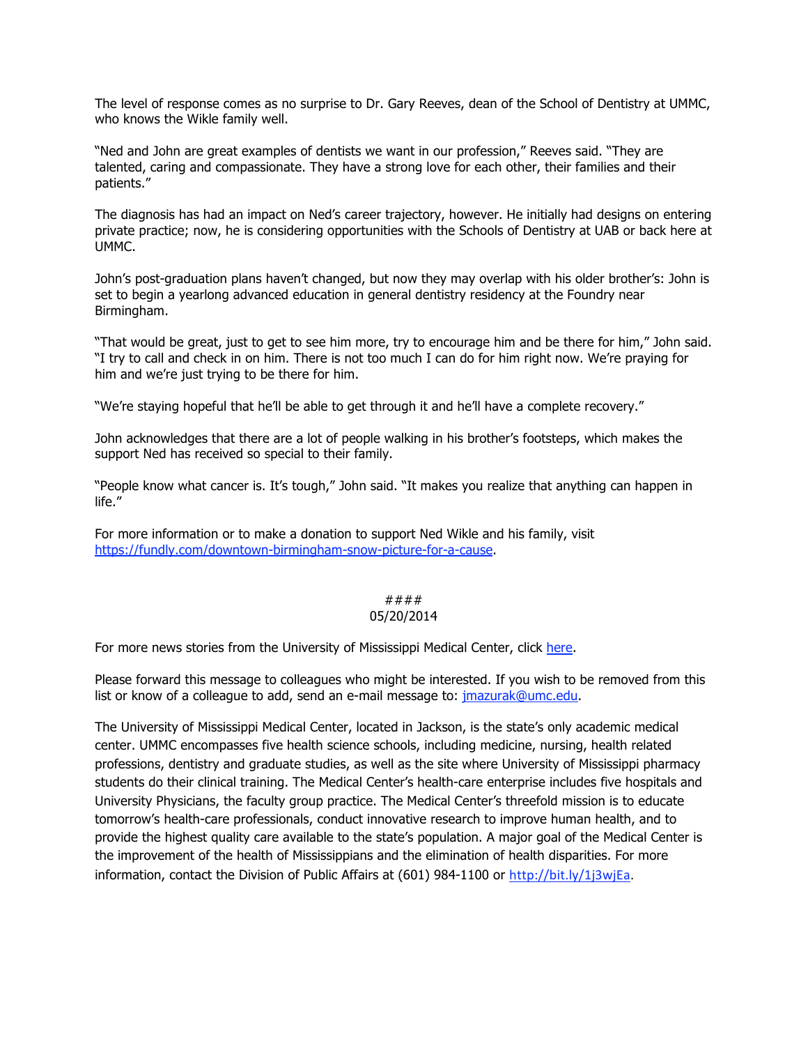The level of response comes as no surprise to Dr. Gary Reeves, dean of the School of Dentistry at UMMC, who knows the Wikle family well.

"Ned and John are great examples of dentists we want in our profession," Reeves said. "They are talented, caring and compassionate. They have a strong love for each other, their families and their patients."

The diagnosis has had an impact on Ned's career trajectory, however. He initially had designs on entering private practice; now, he is considering opportunities with the Schools of Dentistry at UAB or back here at UMMC.

John's post-graduation plans haven't changed, but now they may overlap with his older brother's: John is set to begin a yearlong advanced education in general dentistry residency at the Foundry near Birmingham.

"That would be great, just to get to see him more, try to encourage him and be there for him," John said. "I try to call and check in on him. There is not too much I can do for him right now. We're praying for him and we're just trying to be there for him.

"We're staying hopeful that he'll be able to get through it and he'll have a complete recovery."

John acknowledges that there are a lot of people walking in his brother's footsteps, which makes the support Ned has received so special to their family.

"People know what cancer is. It's tough," John said. "It makes you realize that anything can happen in life."

For more information or to make a donation to support Ned Wikle and his family, visit https://fundly.com/downtown-birmingham-snow-picture-for-a-cause.

####

05/20/2014

For more news stories from the University of Mississippi Medical Center, click here.

Please forward this message to colleagues who might be interested. If you wish to be removed from this list or know of a colleague to add, send an e-mail message to: jmazurak@umc.edu.

The University of Mississippi Medical Center, located in Jackson, is the state's only academic medical center. UMMC encompasses five health science schools, including medicine, nursing, health related professions, dentistry and graduate studies, as well as the site where University of Mississippi pharmacy students do their clinical training. The Medical Center's health-care enterprise includes five hospitals and University Physicians, the faculty group practice. The Medical Center's threefold mission is to educate tomorrow's health-care professionals, conduct innovative research to improve human health, and to provide the highest quality care available to the state's population. A major goal of the Medical Center is the improvement of the health of Mississippians and the elimination of health disparities. For more information, contact the Division of Public Affairs at (601) 984-1100 or http://bit.ly/1j3wjEa.